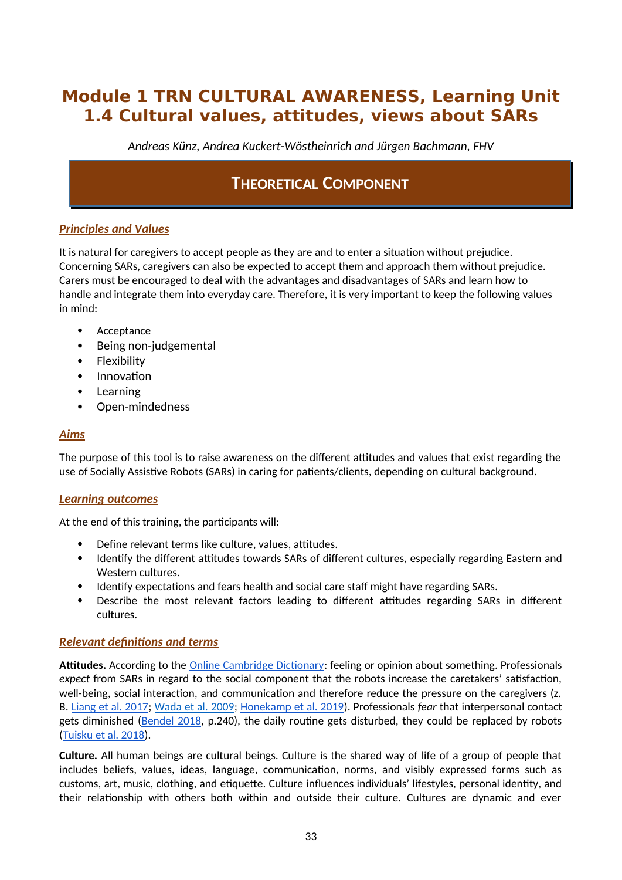# Module 1 TRN CULTURAL AWARENESS, Learning Unit 1.4 Cultural values, attitudes, views about SARs

*Andreas Künz, Andrea Kuckert-Wöstheinrich and Jürgen Bachmann, FHV*

## THEORETICAL COMPONENT

### *Principles and Values*

It is natural for caregivers to accept people as they are and to enter a situation without prejudice. Concerning SARs, caregivers can also be expected to accept them and approach them without prejudice. Carers must be encouraged to deal with the advantages and disadvantages of SARs and learn how to handle and integrate them into everyday care. Therefore, it is very important to keep the following values in mind:

- Acceptance
- Being non-judgemental
- Flexibility
- Innovation
- Learning
- Open-mindedness

### *Aims*

The purpose of this tool is to raise awareness on the different attitudes and values that exist regarding the use of Socially Assistive Robots (SARs) in caring for patients/clients, depending on cultural background.

### *Learning outcomes*

At the end of this training, the participants will:

- Define relevant terms like culture, values, attitudes.
- Identify the different attitudes towards SARs of different cultures, especially regarding Eastern and Western cultures.
- Identify expectations and fears health and social care staff might have regarding SARs.
- Describe the most relevant factors leading to different attitudes regarding SARs in different cultures.

### *Relevant definitions and terms*

**Attitudes.** According to the Online Cambridge Dictionary: feeling or opinion about something. Professionals *expect* from SARs in regard to the social component that the robots increase the caretakers' satisfaction, well-being, social interaction, and communication and therefore reduce the pressure on the caregivers (z. B. Liang et al. 2017; Wada et al. 2009; Honekamp et al. 2019). Professionals *fear* that interpersonal contact gets diminished (Bendel 2018, p.240), the daily routine gets disturbed, they could be replaced by robots (Tuisku et al. 2018).

**Culture.** All human beings are cultural beings. Culture is the shared way of life of a group of people that includes beliefs, values, ideas, language, communication, norms, and visibly expressed forms such as customs, art, music, clothing, and etiquette. Culture influences individuals' lifestyles, personal identity, and their relationship with others both within and outside their culture. Cultures are dynamic and ever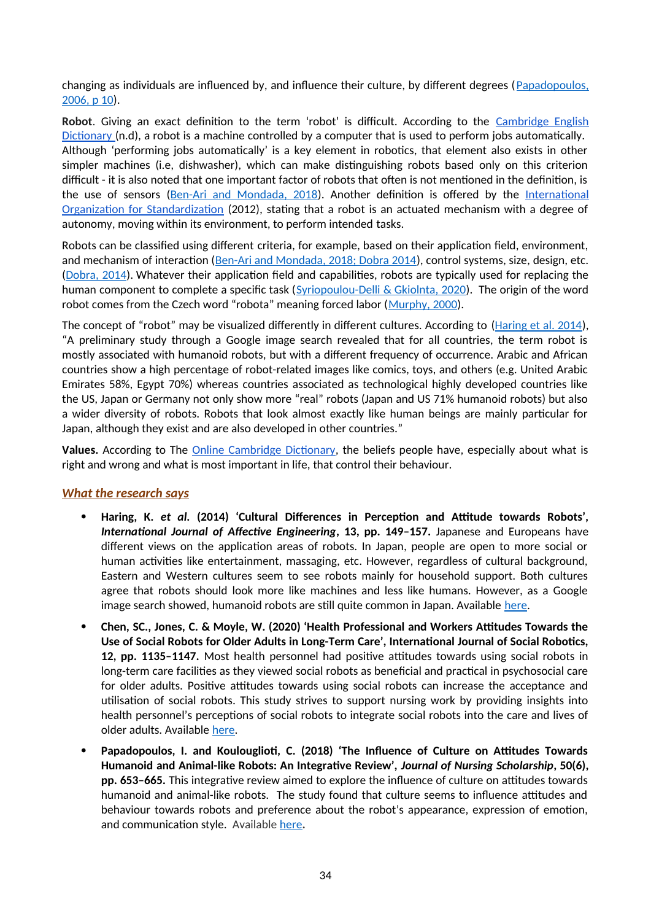changing as individuals are influenced by, and influence their culture, by different degrees (Papadopoulos, 2006, p 10).

**Robot**. Giving an exact definition to the term 'robot' is difficult. According to the Cambridge English Dictionary (n.d), a robot is a machine controlled by a computer that is used to perform jobs automatically. Although 'performing jobs automatically' is a key element in robotics, that element also exists in other simpler machines (i.e, dishwasher), which can make distinguishing robots based only on this criterion difficult - it is also noted that one important factor of robots that often is not mentioned in the definition, is the use of sensors (Ben-Ari and Mondada, 2018). Another definition is offered by the International Organization for Standardization (2012), stating that a robot is an actuated mechanism with a degree of autonomy, moving within its environment, to perform intended tasks.

Robots can be classified using different criteria, for example, based on their application field, environment, and mechanism of interaction (Ben-Ari and Mondada, 2018; Dobra 2014), control systems, size, design, etc. (Dobra, 2014). Whatever their application field and capabilities, robots are typically used for replacing the human component to complete a specific task (Syriopoulou-Delli & Gkiolnta, 2020). The origin of the word robot comes from the Czech word "robota" meaning forced labor (Murphy, 2000).

The concept of "robot" may be visualized differently in different cultures. According to (Haring et al. 2014), "A preliminary study through a Google image search revealed that for all countries, the term robot is mostly associated with humanoid robots, but with a different frequency of occurrence. Arabic and African countries show a high percentage of robot-related images like comics, toys, and others (e.g. United Arabic Emirates 58%, Egypt 70%) whereas countries associated as technological highly developed countries like the US, Japan or Germany not only show more "real" robots (Japan and US 71% humanoid robots) but also a wider diversity of robots. Robots that look almost exactly like human beings are mainly particular for Japan, although they exist and are also developed in other countries."

**Values.** According to The Online Cambridge Dictionary, the beliefs people have, especially about what is right and wrong and what is most important in life, that control their behaviour.

### *What the research says*

- **Haring, K. *et al*. (2014) 'Cultural Differences in Perception and Attitude towards Robots', *International Journal of Affective Engineering*, 13, pp. 149–157.** Japanese and Europeans have different views on the application areas of robots. In Japan, people are open to more social or human activities like entertainment, massaging, etc. However, regardless of cultural background, Eastern and Western cultures seem to see robots mainly for household support. Both cultures agree that robots should look more like machines and less like humans. However, as a Google image search showed, humanoid robots are still quite common in Japan. Available here.
- **Chen, SC., Jones, C. & Moyle, W. (2020) 'Health Professional and Workers Attitudes Towards the Use of Social Robots for Older Adults in Long-Term Care', International Journal of Social Robotics, 12, pp. 1135–1147.** Most health personnel had positive attitudes towards using social robots in long-term care facilities as they viewed social robots as beneficial and practical in psychosocial care for older adults. Positive attitudes towards using social robots can increase the acceptance and utilisation of social robots. This study strives to support nursing work by providing insights into health personnel's perceptions of social robots to integrate social robots into the care and lives of older adults. Available here.
- **Papadopoulos, I. and Koulouglioti, C. (2018) 'The Influence of Culture on Attitudes Towards Humanoid and Animal-like Robots: An Integrative Review', *Journal of Nursing Scholarship*, 50(6), pp. 653–665.** This integrative review aimed to explore the influence of culture on attitudes towards humanoid and animal-like robots. The study found that culture seems to influence attitudes and behaviour towards robots and preference about the robot's appearance, expression of emotion, and communication style. Available here**.**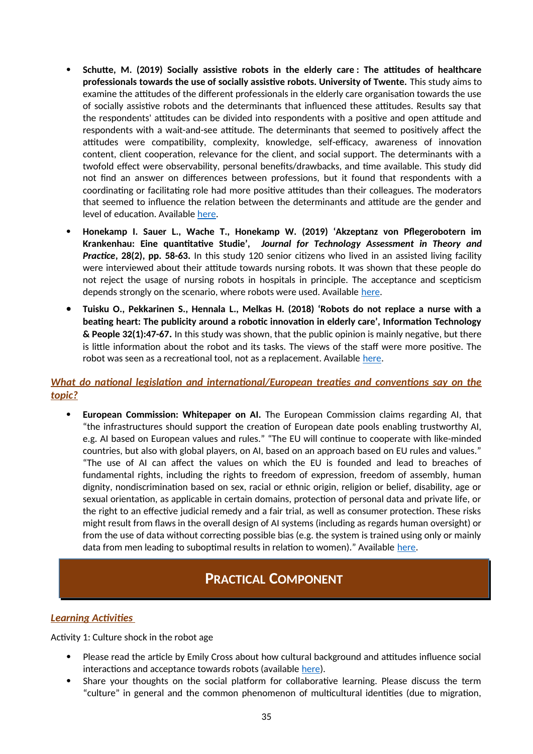- **Schutte, M. (2019) Socially assistive robots in the elderly care : The attitudes of healthcare professionals towards the use of socially assistive robots. University of Twente.** This study aims to examine the attitudes of the different professionals in the elderly care organisation towards the use of socially assistive robots and the determinants that influenced these attitudes. Results say that the respondents' attitudes can be divided into respondents with a positive and open attitude and respondents with a wait-and-see attitude. The determinants that seemed to positively affect the attitudes were compatibility, complexity, knowledge, self-efficacy, awareness of innovation content, client cooperation, relevance for the client, and social support. The determinants with a twofold effect were observability, personal benefits/drawbacks, and time available. This study did not find an answer on differences between professions, but it found that respondents with a coordinating or facilitating role had more positive attitudes than their colleagues. The moderators that seemed to influence the relation between the determinants and attitude are the gender and level of education. Available here.
- **Honekamp I. Sauer L., Wache T., Honekamp W. (2019) 'Akzeptanz von Pflegerobotern im Krankenhau: Eine quantitative Studie',** ***Journal for Technology Assessment in Theory and Practice*****, 28(2), pp. 58-63.** In this study 120 senior citizens who lived in an assisted living facility were interviewed about their attitude towards nursing robots. It was shown that these people do not reject the usage of nursing robots in hospitals in principle. The acceptance and scepticism depends strongly on the scenario, where robots were used. Available here.
- **Tuisku O., Pekkarinen S., Hennala L., Melkas H. (2018) 'Robots do not replace a nurse with a beating heart: The publicity around a robotic innovation in elderly care', Information Technology & People 32(1):47-67.** In this study was shown, that the public opinion is mainly negative, but there is little information about the robot and its tasks. The views of the staff were more positive. The robot was seen as a recreational tool, not as a replacement. Available here.

### *What do national legislation and international/European treaties and conventions say on the topic?*

- **European Commission: Whitepaper on AI.** The European Commission claims regarding AI, that "the infrastructures should support the creation of European date pools enabling trustworthy AI, e.g. AI based on European values and rules." "The EU will continue to cooperate with like-minded countries, but also with global players, on AI, based on an approach based on EU rules and values." "The use of AI can affect the values on which the EU is founded and lead to breaches of fundamental rights, including the rights to freedom of expression, freedom of assembly, human dignity, nondiscrimination based on sex, racial or ethnic origin, religion or belief, disability, age or sexual orientation, as applicable in certain domains, protection of personal data and private life, or the right to an effective judicial remedy and a fair trial, as well as consumer protection. These risks might result from flaws in the overall design of AI systems (including as regards human oversight) or from the use of data without correcting possible bias (e.g. the system is trained using only or mainly data from men leading to suboptimal results in relation to women)." Available here.

## Practical Component

### *Learning Activities*

Activity 1: Culture shock in the robot age

- Please read the article by Emily Cross about how cultural background and attitudes influence social interactions and acceptance towards robots (available here).
- Share your thoughts on the social platform for collaborative learning. Please discuss the term "culture" in general and the common phenomenon of multicultural identities (due to migration,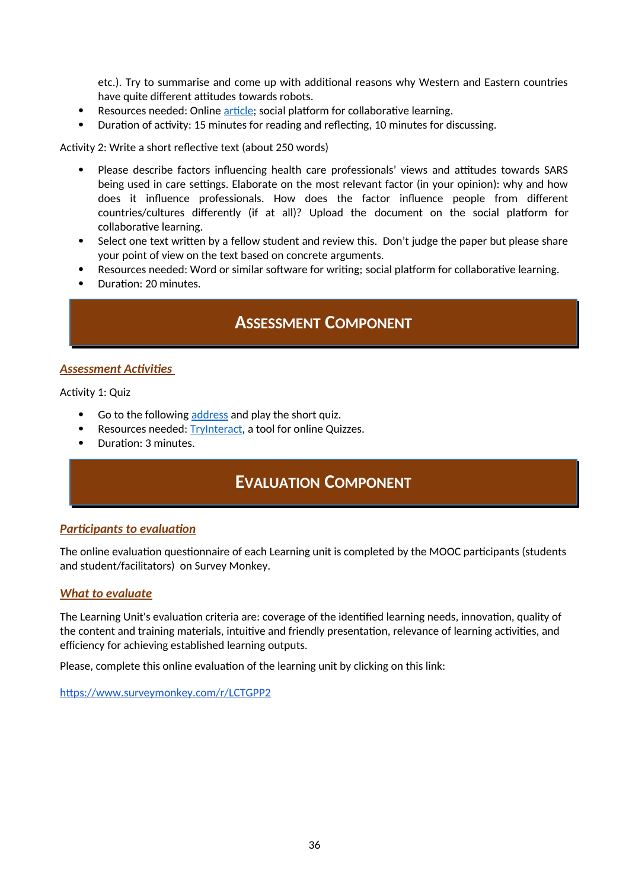etc.). Try to summarise and come up with additional reasons why Western and Eastern countries have quite different attitudes towards robots.

- Resources needed: Online article; social platform for collaborative learning.
- Duration of activity: 15 minutes for reading and reflecting, 10 minutes for discussing.

Activity 2: Write a short reflective text (about 250 words)

- Please describe factors influencing health care professionals' views and attitudes towards SARS being used in care settings. Elaborate on the most relevant factor (in your opinion): why and how does it influence professionals. How does the factor influence people from different countries/cultures differently (if at all)? Upload the document on the social platform for collaborative learning.
- Select one text written by a fellow student and review this. Don't judge the paper but please share your point of view on the text based on concrete arguments.
- Resources needed: Word or similar software for writing; social platform for collaborative learning.
- Duration: 20 minutes.

## ASSESSMENT COMPONENT

### *Assessment Activities*

Activity 1: Quiz

- Go to the following address and play the short quiz.
- Resources needed: TryInteract, a tool for online Quizzes.
- Duration: 3 minutes.

## EVALUATION COMPONENT

### *Participants to evaluation*

The online evaluation questionnaire of each Learning unit is completed by the MOOC participants (students and student/facilitators) on Survey Monkey.

### *What to evaluate*

The Learning Unit's evaluation criteria are: coverage of the identified learning needs, innovation, quality of the content and training materials, intuitive and friendly presentation, relevance of learning activities, and efficiency for achieving established learning outputs.

Please, complete this online evaluation of the learning unit by clicking on this link:

https://www.surveymonkey.com/r/LCTGPP2